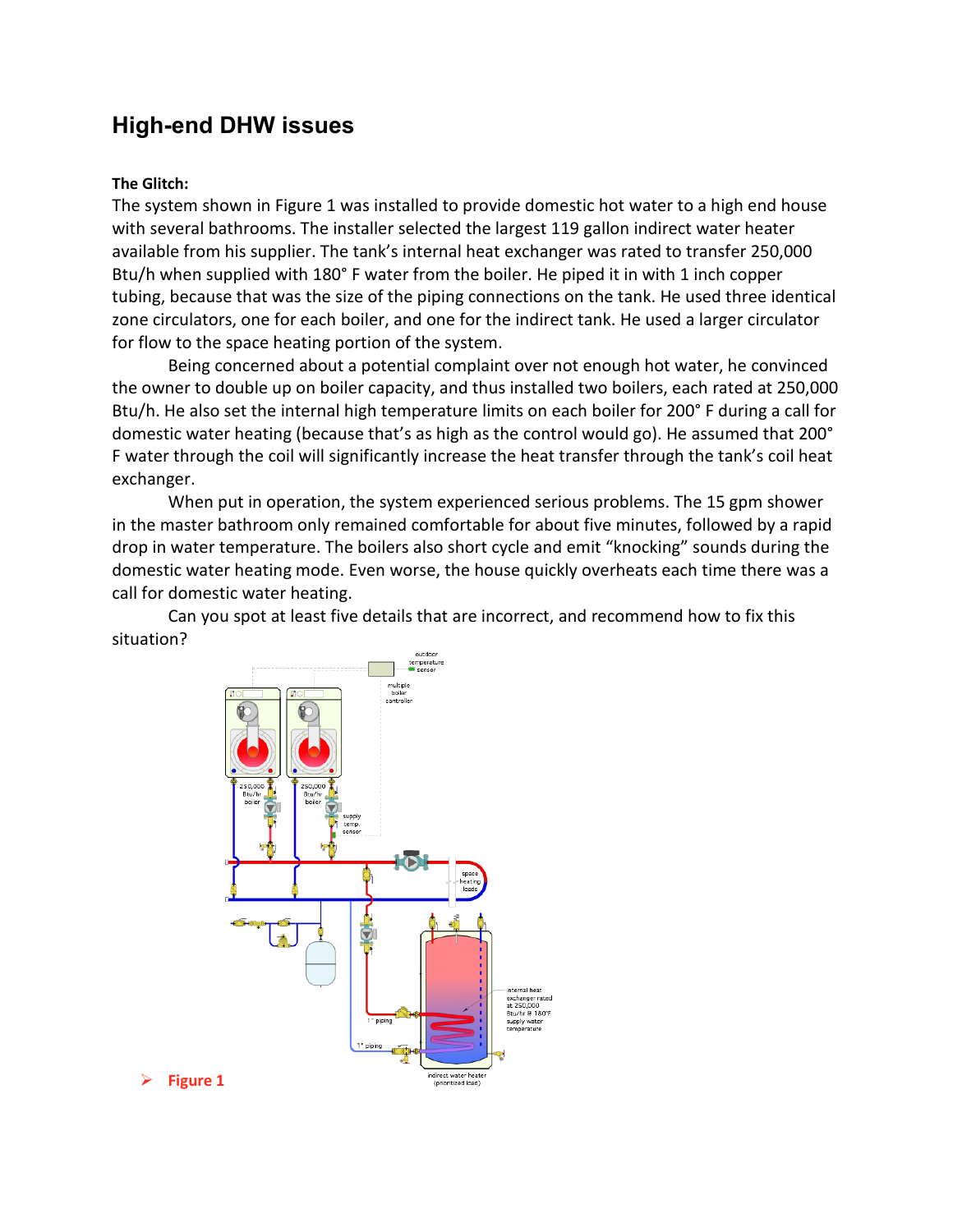# High-end DHW issues

**The Glitch:**

The system shown in Figure 1 was installed to provide domestic hot water to a high end house with several bathrooms. The installer selected the largest 119 gallon indirect water heater available from his supplier. The tank's internal heat exchanger was rated to transfer 250,000 Btu/h when supplied with 180° F water from the boiler. He piped it in with 1 inch copper tubing, because that was the size of the piping connections on the tank. He used three identical zone circulators, one for each boiler, and one for the indirect tank. He used a larger circulator for flow to the space heating portion of the system.

Being concerned about a potential complaint over not enough hot water, he convinced the owner to double up on boiler capacity, and thus installed two boilers, each rated at 250,000 Btu/h. He also set the internal high temperature limits on each boiler for 200° F during a call for domestic water heating (because that's as high as the control would go). He assumed that 200° F water through the coil will significantly increase the heat transfer through the tank's coil heat exchanger.

When put in operation, the system experienced serious problems. The 15 gpm shower in the master bathroom only remained comfortable for about five minutes, followed by a rapid drop in water temperature. The boilers also short cycle and emit "knocking" sounds during the domestic water heating mode. Even worse, the house quickly overheats each time there was a call for domestic water heating.

Can you spot at least five details that are incorrect, and recommend how to fix this situation?

➢ **Figure 1**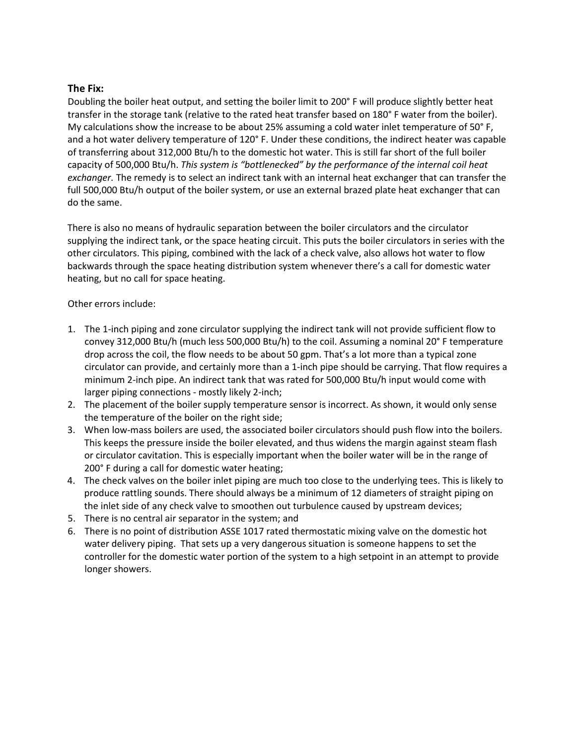**The Fix:**

Doubling the boiler heat output, and setting the boiler limit to 200° F will produce slightly better heat transfer in the storage tank (relative to the rated heat transfer based on 180° F water from the boiler). My calculations show the increase to be about 25% assuming a cold water inlet temperature of 50° F, and a hot water delivery temperature of 120° F. Under these conditions, the indirect heater was capable of transferring about 312,000 Btu/h to the domestic hot water. This is still far short of the full boiler capacity of 500,000 Btu/h. *This system is "bottlenecked" by the performance of the internal coil heat exchanger.* The remedy is to select an indirect tank with an internal heat exchanger that can transfer the full 500,000 Btu/h output of the boiler system, or use an external brazed plate heat exchanger that can do the same.

There is also no means of hydraulic separation between the boiler circulators and the circulator supplying the indirect tank, or the space heating circuit. This puts the boiler circulators in series with the other circulators. This piping, combined with the lack of a check valve, also allows hot water to flow backwards through the space heating distribution system whenever there's a call for domestic water heating, but no call for space heating.

Other errors include:

1. The 1-inch piping and zone circulator supplying the indirect tank will not provide sufficient flow to convey 312,000 Btu/h (much less 500,000 Btu/h) to the coil. Assuming a nominal 20° F temperature drop across the coil, the flow needs to be about 50 gpm. That's a lot more than a typical zone circulator can provide, and certainly more than a 1-inch pipe should be carrying. That flow requires a minimum 2-inch pipe. An indirect tank that was rated for 500,000 Btu/h input would come with larger piping connections - mostly likely 2-inch;
2. The placement of the boiler supply temperature sensor is incorrect. As shown, it would only sense the temperature of the boiler on the right side;
3. When low-mass boilers are used, the associated boiler circulators should push flow into the boilers. This keeps the pressure inside the boiler elevated, and thus widens the margin against steam flash or circulator cavitation. This is especially important when the boiler water will be in the range of 200° F during a call for domestic water heating;
4. The check valves on the boiler inlet piping are much too close to the underlying tees. This is likely to produce rattling sounds. There should always be a minimum of 12 diameters of straight piping on the inlet side of any check valve to smoothen out turbulence caused by upstream devices;
5. There is no central air separator in the system; and
6. There is no point of distribution ASSE 1017 rated thermostatic mixing valve on the domestic hot water delivery piping. That sets up a very dangerous situation is someone happens to set the controller for the domestic water portion of the system to a high setpoint in an attempt to provide longer showers.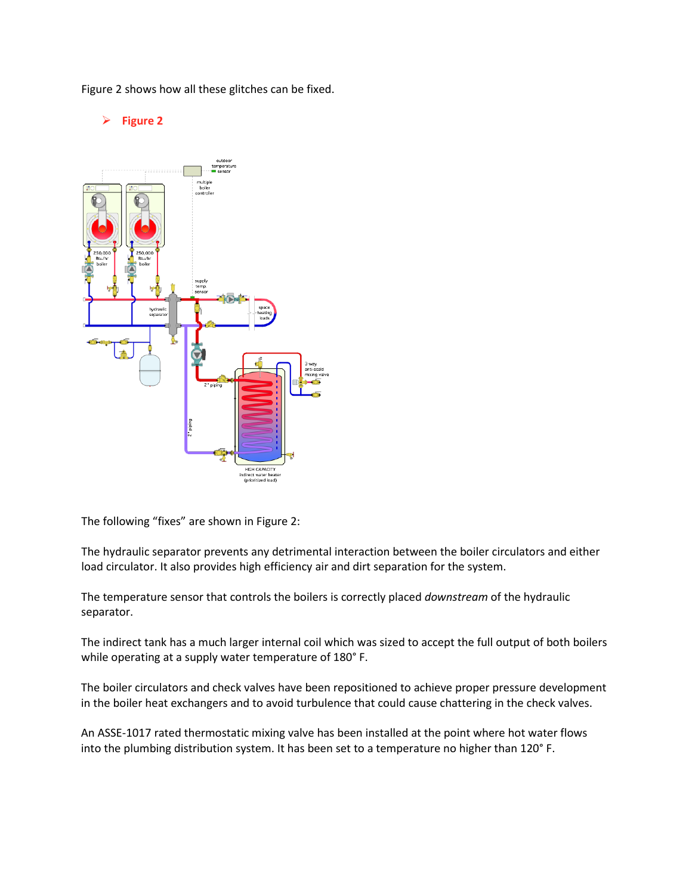Figure 2 shows how all these glitches can be fixed.

➢ **Figure 2**

outdoor temperature sensor

multiple boiler controller

250,000 Btu/hr boiler

250,000 Btu/hr boiler

supply temp. sensor

hydraulic separator

space heating loads

3-way anti-scald mixing valve

2" piping

2" piping

HIGH CAPACITY indirect water heater (prioritized load)

The following "fixes" are shown in Figure 2:

The hydraulic separator prevents any detrimental interaction between the boiler circulators and either load circulator. It also provides high efficiency air and dirt separation for the system.

The temperature sensor that controls the boilers is correctly placed *downstream* of the hydraulic separator.

The indirect tank has a much larger internal coil which was sized to accept the full output of both boilers while operating at a supply water temperature of 180° F.

The boiler circulators and check valves have been repositioned to achieve proper pressure development in the boiler heat exchangers and to avoid turbulence that could cause chattering in the check valves.

An ASSE-1017 rated thermostatic mixing valve has been installed at the point where hot water flows into the plumbing distribution system. It has been set to a temperature no higher than 120° F.